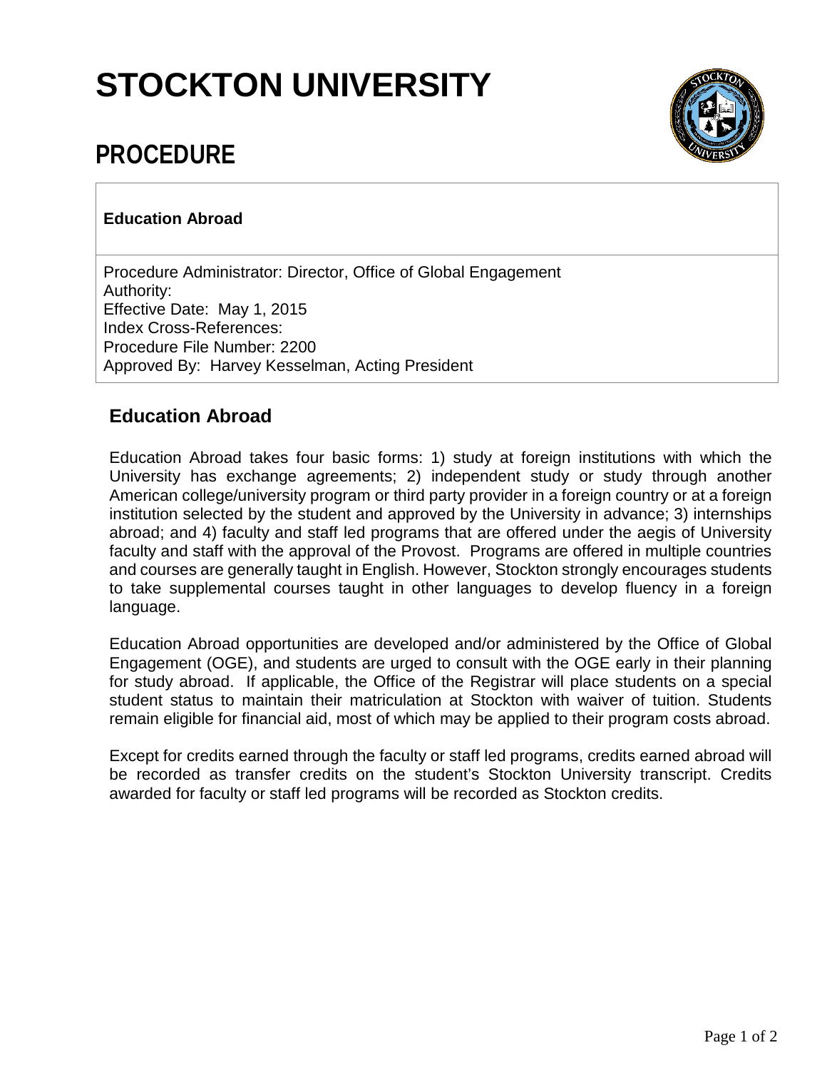# STOCKTON UNIVERSITY

## PROCEDURE

**Education Abroad**

Procedure Administrator: Director, Office of Global Engagement
Authority:
Effective Date: May 1, 2015
Index Cross-References:
Procedure File Number: 2200
Approved By: Harvey Kesselman, Acting President

### Education Abroad

Education Abroad takes four basic forms: 1) study at foreign institutions with which the University has exchange agreements; 2) independent study or study through another American college/university program or third party provider in a foreign country or at a foreign institution selected by the student and approved by the University in advance; 3) internships abroad; and 4) faculty and staff led programs that are offered under the aegis of University faculty and staff with the approval of the Provost. Programs are offered in multiple countries and courses are generally taught in English. However, Stockton strongly encourages students to take supplemental courses taught in other languages to develop fluency in a foreign language.

Education Abroad opportunities are developed and/or administered by the Office of Global Engagement (OGE), and students are urged to consult with the OGE early in their planning for study abroad. If applicable, the Office of the Registrar will place students on a special student status to maintain their matriculation at Stockton with waiver of tuition. Students remain eligible for financial aid, most of which may be applied to their program costs abroad.

Except for credits earned through the faculty or staff led programs, credits earned abroad will be recorded as transfer credits on the student's Stockton University transcript. Credits awarded for faculty or staff led programs will be recorded as Stockton credits.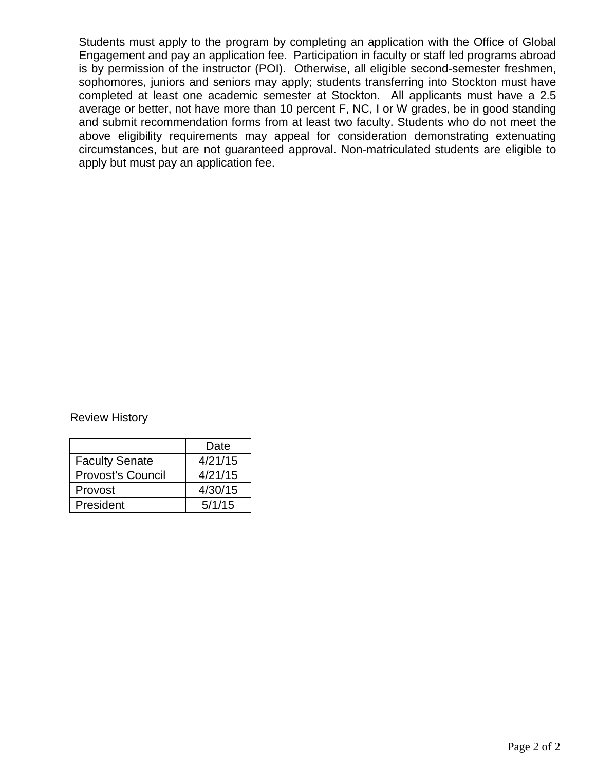Students must apply to the program by completing an application with the Office of Global Engagement and pay an application fee. Participation in faculty or staff led programs abroad is by permission of the instructor (POI). Otherwise, all eligible second-semester freshmen, sophomores, juniors and seniors may apply; students transferring into Stockton must have completed at least one academic semester at Stockton. All applicants must have a 2.5 average or better, not have more than 10 percent F, NC, I or W grades, be in good standing and submit recommendation forms from at least two faculty. Students who do not meet the above eligibility requirements may appeal for consideration demonstrating extenuating circumstances, but are not guaranteed approval. Non-matriculated students are eligible to apply but must pay an application fee.

Review History

| | Date |
|---|---|
| Faculty Senate | 4/21/15 |
| Provost's Council | 4/21/15 |
| Provost | 4/30/15 |
| President | 5/1/15 |